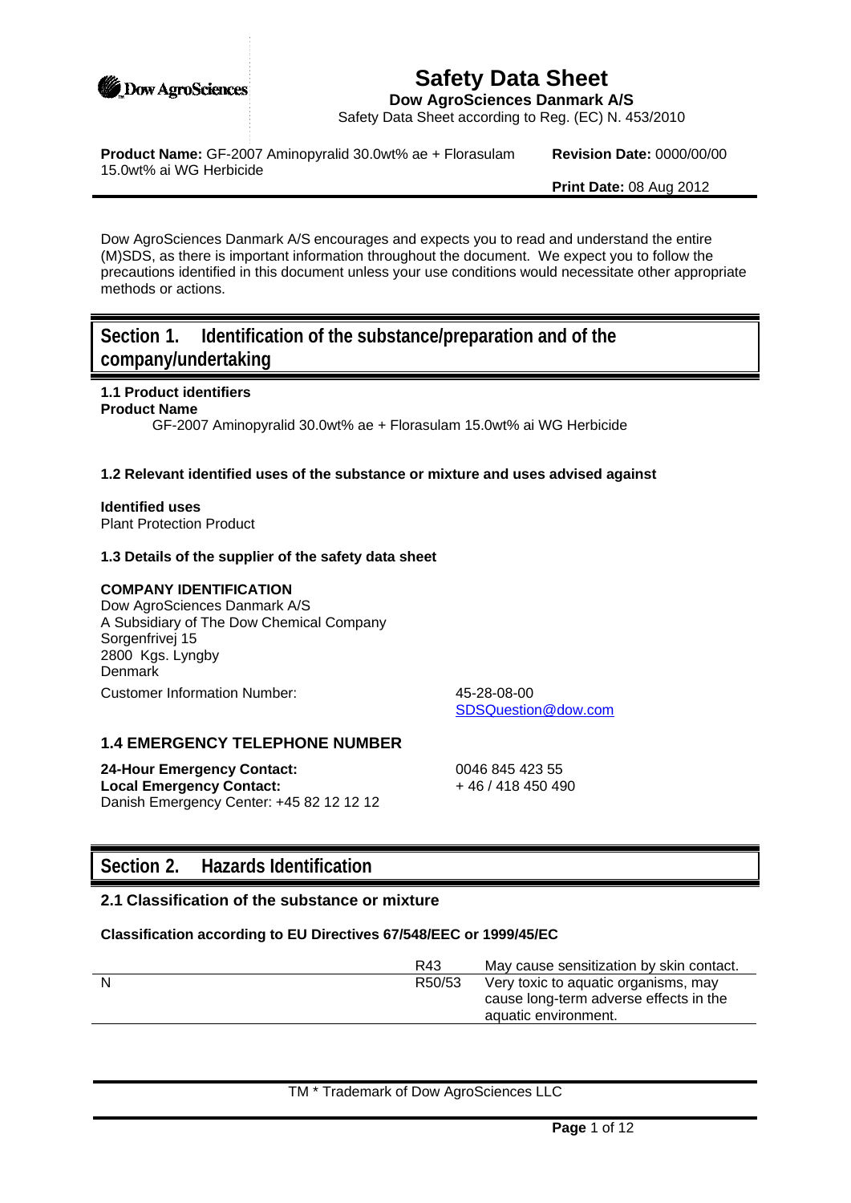# Safety Data Sheet

**Dow AgroSciences Danmark A/S**

Safety Data Sheet according to Reg. (EC) N. 453/2010

**Product Name:** GF-2007 Aminopyralid 30.0wt% ae + Florasulam 15.0wt% ai WG Herbicide

**Revision Date:** 0000/00/00

**Print Date:** 08 Aug 2012

Dow AgroSciences Danmark A/S encourages and expects you to read and understand the entire (M)SDS, as there is important information throughout the document. We expect you to follow the precautions identified in this document unless your use conditions would necessitate other appropriate methods or actions.

## Section 1. Identification of the substance/preparation and of the company/undertaking

### 1.1 Product identifiers

**Product Name**

GF-2007 Aminopyralid 30.0wt% ae + Florasulam 15.0wt% ai WG Herbicide

### 1.2 Relevant identified uses of the substance or mixture and uses advised against

**Identified uses**

Plant Protection Product

### 1.3 Details of the supplier of the safety data sheet

**COMPANY IDENTIFICATION**

Dow AgroSciences Danmark A/S
A Subsidiary of The Dow Chemical Company
Sorgenfrivej 15
2800 Kgs. Lyngby
Denmark

Customer Information Number: 45-28-08-00
SDSQuestion@dow.com

### 1.4 EMERGENCY TELEPHONE NUMBER

**24-Hour Emergency Contact:** 0046 845 423 55
**Local Emergency Contact:** + 46 / 418 450 490
Danish Emergency Center: +45 82 12 12 12

## Section 2. Hazards Identification

### 2.1 Classification of the substance or mixture

**Classification according to EU Directives 67/548/EEC or 1999/45/EC**

| | | |
|---|---|---|
| | R43 | May cause sensitization by skin contact. |
| N | R50/53 | Very toxic to aquatic organisms, may cause long-term adverse effects in the aquatic environment. |

TM * Trademark of Dow AgroSciences LLC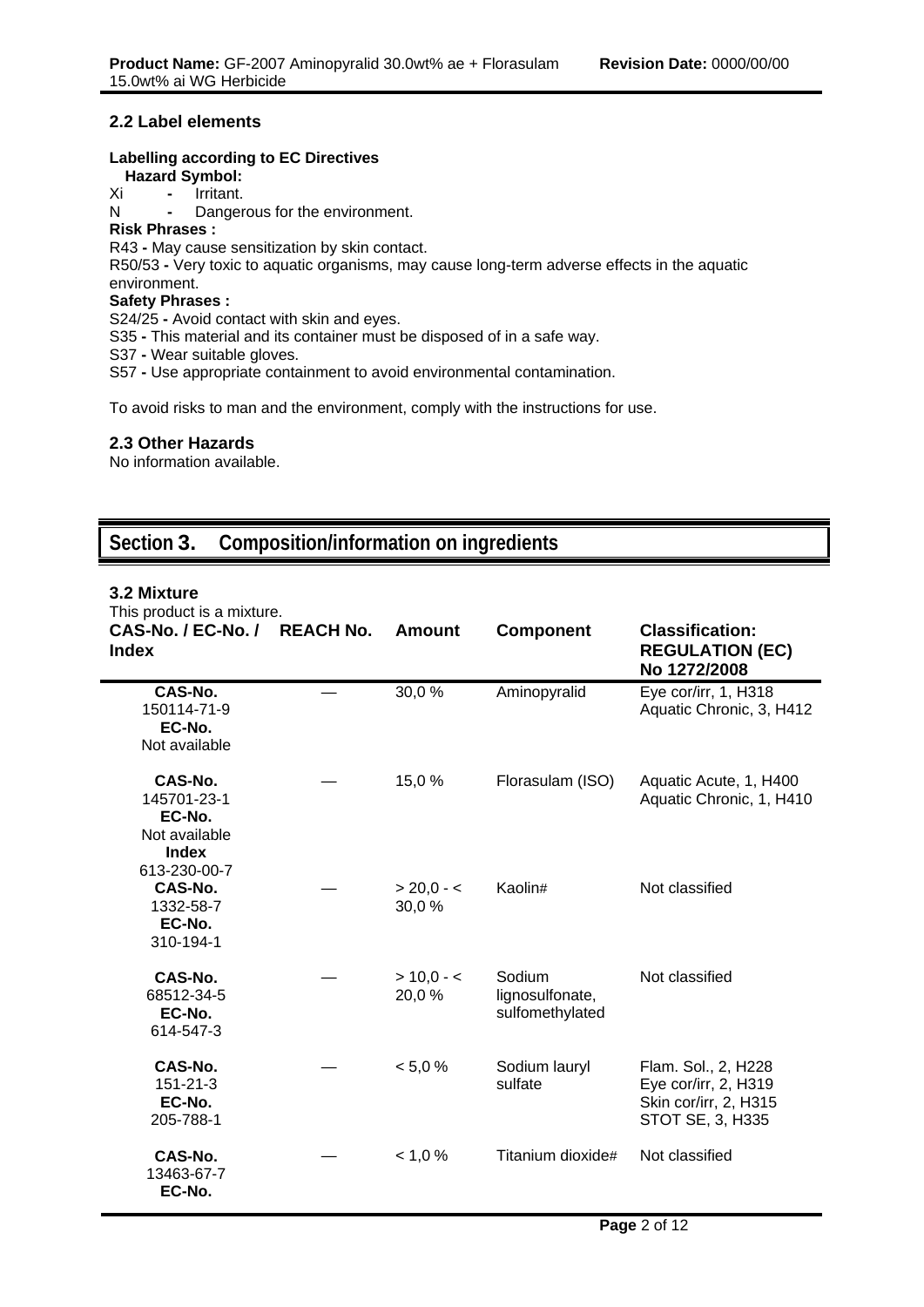### 2.2 Label elements

**Labelling according to EC Directives**

**Hazard Symbol:**

Xi - Irritant.

N - Dangerous for the environment.

**Risk Phrases :**

R43 - May cause sensitization by skin contact.

R50/53 - Very toxic to aquatic organisms, may cause long-term adverse effects in the aquatic environment.

**Safety Phrases :**

S24/25 - Avoid contact with skin and eyes.

S35 - This material and its container must be disposed of in a safe way.

S37 - Wear suitable gloves.

S57 - Use appropriate containment to avoid environmental contamination.

To avoid risks to man and the environment, comply with the instructions for use.

### 2.3 Other Hazards

No information available.

## Section 3. Composition/information on ingredients

### 3.2 Mixture

This product is a mixture.

| CAS-No. / EC-No. / Index | REACH No. | Amount | Component | Classification: REGULATION (EC) No 1272/2008 |
|---|---|---|---|---|
| **CAS-No.** 150114-71-9 **EC-No.** Not available | — | 30,0 % | Aminopyralid | Eye cor/irr, 1, H318 Aquatic Chronic, 3, H412 |
| **CAS-No.** 145701-23-1 **EC-No.** Not available **Index** 613-230-00-7 | — | 15,0 % | Florasulam (ISO) | Aquatic Acute, 1, H400 Aquatic Chronic, 1, H410 |
| **CAS-No.** 1332-58-7 **EC-No.** 310-194-1 | — | > 20,0 - < 30,0 % | Kaolin# | Not classified |
| **CAS-No.** 68512-34-5 **EC-No.** 614-547-3 | — | > 10,0 - < 20,0 % | Sodium lignosulfonate, sulfomethylated | Not classified |
| **CAS-No.** 151-21-3 **EC-No.** 205-788-1 | — | < 5,0 % | Sodium lauryl sulfate | Flam. Sol., 2, H228 Eye cor/irr, 2, H319 Skin cor/irr, 2, H315 STOT SE, 3, H335 |
| **CAS-No.** 13463-67-7 **EC-No.** | — | < 1,0 % | Titanium dioxide# | Not classified |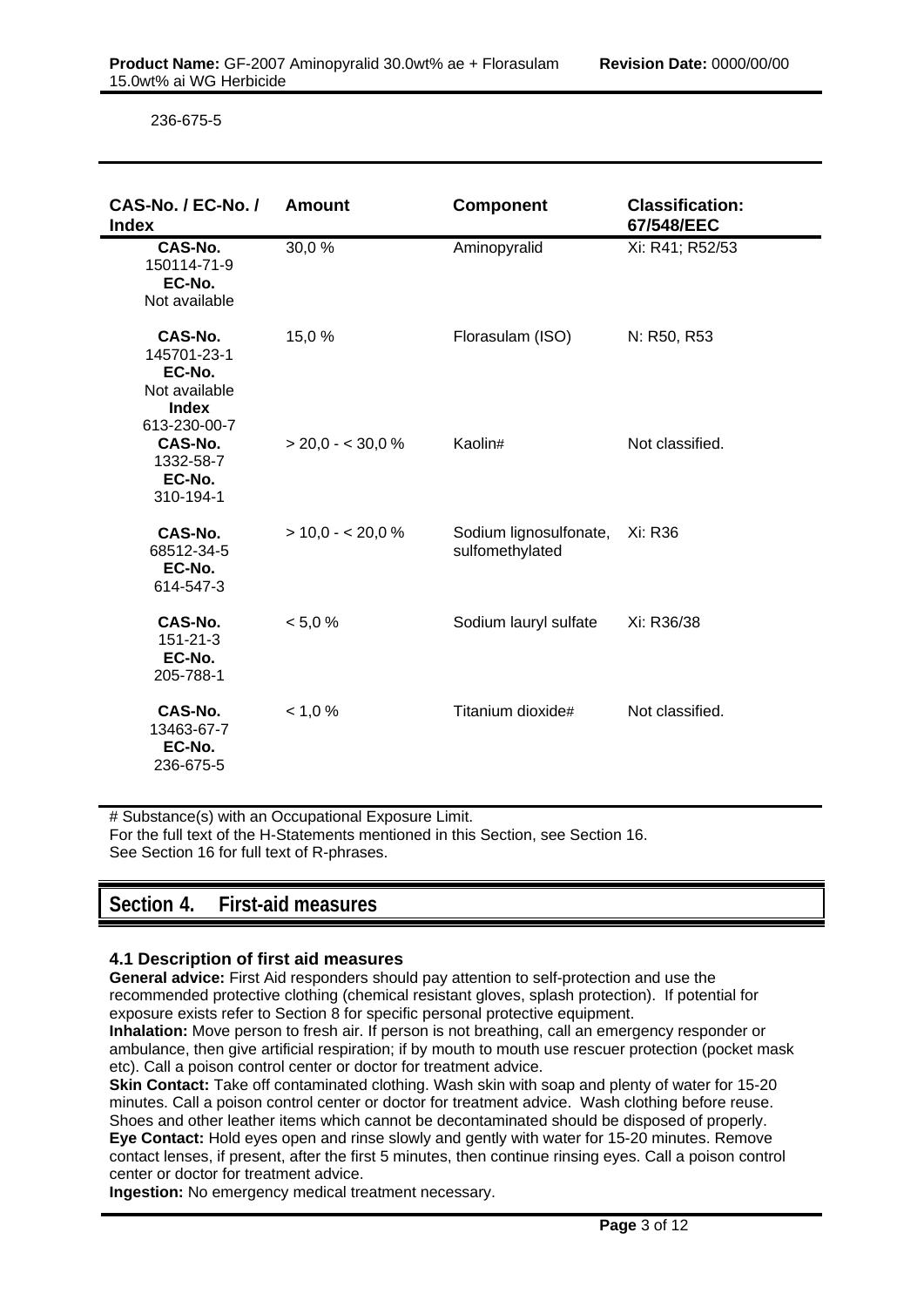236-675-5

| CAS-No. / EC-No. / Index | Amount | Component | Classification: 67/548/EEC |
|---|---|---|---|
| **CAS-No.** 150114-71-9 **EC-No.** Not available | 30,0 % | Aminopyralid | Xi: R41; R52/53 |
| **CAS-No.** 145701-23-1 **EC-No.** Not available **Index** 613-230-00-7 | 15,0 % | Florasulam (ISO) | N: R50, R53 |
| **CAS-No.** 1332-58-7 **EC-No.** 310-194-1 | > 20,0 - < 30,0 % | Kaolin# | Not classified. |
| **CAS-No.** 68512-34-5 **EC-No.** 614-547-3 | > 10,0 - < 20,0 % | Sodium lignosulfonate, sulfomethylated | Xi: R36 |
| **CAS-No.** 151-21-3 **EC-No.** 205-788-1 | < 5,0 % | Sodium lauryl sulfate | Xi: R36/38 |
| **CAS-No.** 13463-67-7 **EC-No.** 236-675-5 | < 1,0 % | Titanium dioxide# | Not classified. |

# Substance(s) with an Occupational Exposure Limit.
For the full text of the H-Statements mentioned in this Section, see Section 16.
See Section 16 for full text of R-phrases.

## Section 4. First-aid measures

### 4.1 Description of first aid measures

**General advice:** First Aid responders should pay attention to self-protection and use the recommended protective clothing (chemical resistant gloves, splash protection). If potential for exposure exists refer to Section 8 for specific personal protective equipment.

**Inhalation:** Move person to fresh air. If person is not breathing, call an emergency responder or ambulance, then give artificial respiration; if by mouth to mouth use rescuer protection (pocket mask etc). Call a poison control center or doctor for treatment advice.

**Skin Contact:** Take off contaminated clothing. Wash skin with soap and plenty of water for 15-20 minutes. Call a poison control center or doctor for treatment advice. Wash clothing before reuse. Shoes and other leather items which cannot be decontaminated should be disposed of properly.

**Eye Contact:** Hold eyes open and rinse slowly and gently with water for 15-20 minutes. Remove contact lenses, if present, after the first 5 minutes, then continue rinsing eyes. Call a poison control center or doctor for treatment advice.

**Ingestion:** No emergency medical treatment necessary.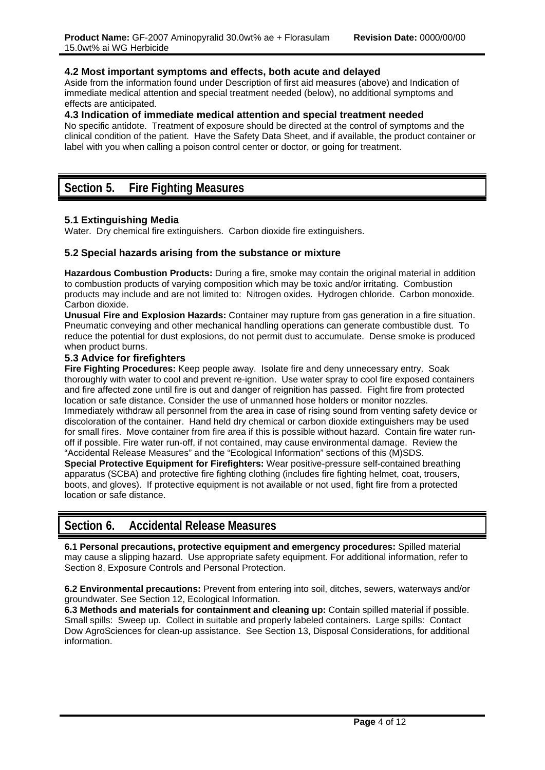### 4.2 Most important symptoms and effects, both acute and delayed

Aside from the information found under Description of first aid measures (above) and Indication of immediate medical attention and special treatment needed (below), no additional symptoms and effects are anticipated.

### 4.3 Indication of immediate medical attention and special treatment needed

No specific antidote. Treatment of exposure should be directed at the control of symptoms and the clinical condition of the patient. Have the Safety Data Sheet, and if available, the product container or label with you when calling a poison control center or doctor, or going for treatment.

## Section 5. Fire Fighting Measures

### 5.1 Extinguishing Media

Water. Dry chemical fire extinguishers. Carbon dioxide fire extinguishers.

### 5.2 Special hazards arising from the substance or mixture

**Hazardous Combustion Products:** During a fire, smoke may contain the original material in addition to combustion products of varying composition which may be toxic and/or irritating. Combustion products may include and are not limited to: Nitrogen oxides. Hydrogen chloride. Carbon monoxide. Carbon dioxide.

**Unusual Fire and Explosion Hazards:** Container may rupture from gas generation in a fire situation. Pneumatic conveying and other mechanical handling operations can generate combustible dust. To reduce the potential for dust explosions, do not permit dust to accumulate. Dense smoke is produced when product burns.

### 5.3 Advice for firefighters

**Fire Fighting Procedures:** Keep people away. Isolate fire and deny unnecessary entry. Soak thoroughly with water to cool and prevent re-ignition. Use water spray to cool fire exposed containers and fire affected zone until fire is out and danger of reignition has passed. Fight fire from protected location or safe distance. Consider the use of unmanned hose holders or monitor nozzles. Immediately withdraw all personnel from the area in case of rising sound from venting safety device or discoloration of the container. Hand held dry chemical or carbon dioxide extinguishers may be used for small fires. Move container from fire area if this is possible without hazard. Contain fire water run-off if possible. Fire water run-off, if not contained, may cause environmental damage. Review the "Accidental Release Measures" and the "Ecological Information" sections of this (M)SDS.

**Special Protective Equipment for Firefighters:** Wear positive-pressure self-contained breathing apparatus (SCBA) and protective fire fighting clothing (includes fire fighting helmet, coat, trousers, boots, and gloves). If protective equipment is not available or not used, fight fire from a protected location or safe distance.

## Section 6. Accidental Release Measures

**6.1 Personal precautions, protective equipment and emergency procedures:** Spilled material may cause a slipping hazard. Use appropriate safety equipment. For additional information, refer to Section 8, Exposure Controls and Personal Protection.

**6.2 Environmental precautions:** Prevent from entering into soil, ditches, sewers, waterways and/or groundwater. See Section 12, Ecological Information.

**6.3 Methods and materials for containment and cleaning up:** Contain spilled material if possible. Small spills: Sweep up. Collect in suitable and properly labeled containers. Large spills: Contact Dow AgroSciences for clean-up assistance. See Section 13, Disposal Considerations, for additional information.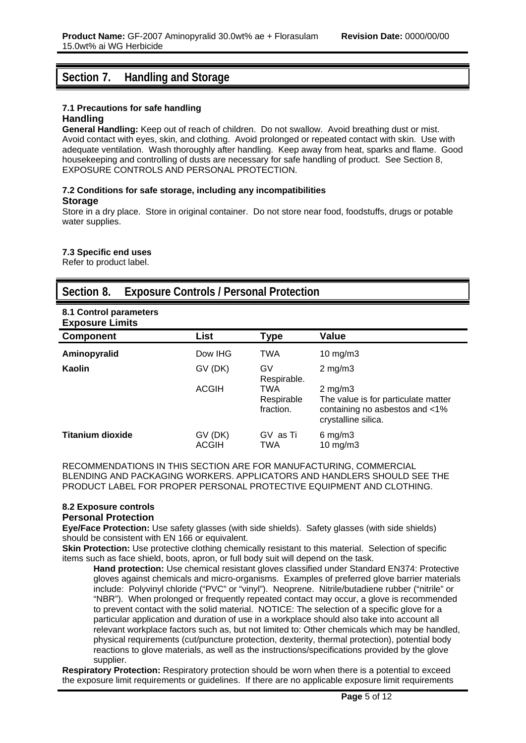## Section 7. Handling and Storage

### 7.1 Precautions for safe handling

**Handling**

**General Handling:** Keep out of reach of children. Do not swallow. Avoid breathing dust or mist. Avoid contact with eyes, skin, and clothing. Avoid prolonged or repeated contact with skin. Use with adequate ventilation. Wash thoroughly after handling. Keep away from heat, sparks and flame. Good housekeeping and controlling of dusts are necessary for safe handling of product. See Section 8, EXPOSURE CONTROLS AND PERSONAL PROTECTION.

### 7.2 Conditions for safe storage, including any incompatibilities

**Storage**

Store in a dry place. Store in original container. Do not store near food, foodstuffs, drugs or potable water supplies.

### 7.3 Specific end uses

Refer to product label.

## Section 8. Exposure Controls / Personal Protection

### 8.1 Control parameters

**Exposure Limits**

| Component | List | Type | Value |
|---|---|---|---|
| **Aminopyralid** | Dow IHG | TWA | 10 mg/m3 |
| **Kaolin** | GV (DK) | GV Respirable. | 2 mg/m3 |
| | ACGIH | TWA Respirable fraction. | 2 mg/m3 The value is for particulate matter containing no asbestos and <1% crystalline silica. |
| **Titanium dioxide** | GV (DK) | GV as Ti | 6 mg/m3 |
| | ACGIH | TWA | 10 mg/m3 |

RECOMMENDATIONS IN THIS SECTION ARE FOR MANUFACTURING, COMMERCIAL BLENDING AND PACKAGING WORKERS. APPLICATORS AND HANDLERS SHOULD SEE THE PRODUCT LABEL FOR PROPER PERSONAL PROTECTIVE EQUIPMENT AND CLOTHING.

### 8.2 Exposure controls

**Personal Protection**

**Eye/Face Protection:** Use safety glasses (with side shields). Safety glasses (with side shields) should be consistent with EN 166 or equivalent.

**Skin Protection:** Use protective clothing chemically resistant to this material. Selection of specific items such as face shield, boots, apron, or full body suit will depend on the task.

**Hand protection:** Use chemical resistant gloves classified under Standard EN374: Protective gloves against chemicals and micro-organisms. Examples of preferred glove barrier materials include: Polyvinyl chloride ("PVC" or "vinyl"). Neoprene. Nitrile/butadiene rubber ("nitrile" or "NBR"). When prolonged or frequently repeated contact may occur, a glove is recommended to prevent contact with the solid material. NOTICE: The selection of a specific glove for a particular application and duration of use in a workplace should also take into account all relevant workplace factors such as, but not limited to: Other chemicals which may be handled, physical requirements (cut/puncture protection, dexterity, thermal protection), potential body reactions to glove materials, as well as the instructions/specifications provided by the glove supplier.

**Respiratory Protection:** Respiratory protection should be worn when there is a potential to exceed the exposure limit requirements or guidelines. If there are no applicable exposure limit requirements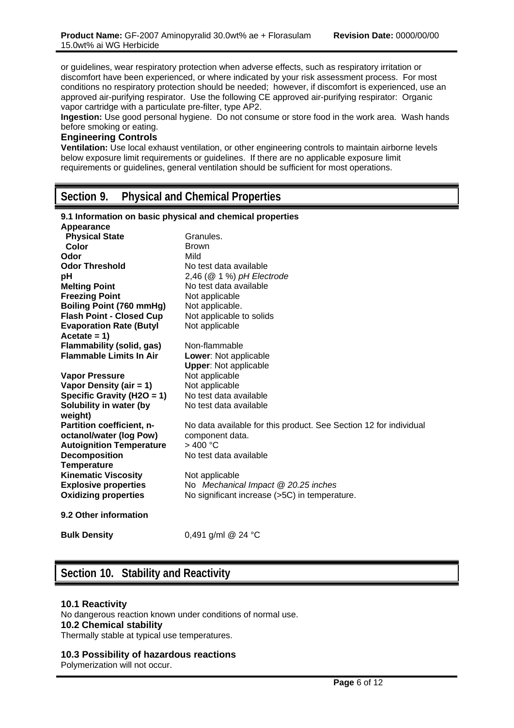or guidelines, wear respiratory protection when adverse effects, such as respiratory irritation or discomfort have been experienced, or where indicated by your risk assessment process. For most conditions no respiratory protection should be needed; however, if discomfort is experienced, use an approved air-purifying respirator. Use the following CE approved air-purifying respirator: Organic vapor cartridge with a particulate pre-filter, type AP2.

**Ingestion:** Use good personal hygiene. Do not consume or store food in the work area. Wash hands before smoking or eating.

### Engineering Controls

**Ventilation:** Use local exhaust ventilation, or other engineering controls to maintain airborne levels below exposure limit requirements or guidelines. If there are no applicable exposure limit requirements or guidelines, general ventilation should be sufficient for most operations.

## Section 9. Physical and Chemical Properties

### 9.1 Information on basic physical and chemical properties

| Property | Value |
|---|---|
| **Appearance** | |
| **Physical State** | Granules. |
| **Color** | Brown |
| **Odor** | Mild |
| **Odor Threshold** | No test data available |
| **pH** | 2,46 (@ 1 %) *pH Electrode* |
| **Melting Point** | No test data available |
| **Freezing Point** | Not applicable |
| **Boiling Point (760 mmHg)** | Not applicable. |
| **Flash Point - Closed Cup** | Not applicable to solids |
| **Evaporation Rate (Butyl Acetate = 1)** | Not applicable |
| **Flammability (solid, gas)** | Non-flammable |
| **Flammable Limits In Air** | **Lower**: Not applicable<br>**Upper**: Not applicable |
| **Vapor Pressure** | Not applicable |
| **Vapor Density (air = 1)** | Not applicable |
| **Specific Gravity (H2O = 1)** | No test data available |
| **Solubility in water (by weight)** | No test data available |
| **Partition coefficient, n-octanol/water (log Pow)** | No data available for this product. See Section 12 for individual component data. |
| **Autoignition Temperature** | > 400 °C |
| **Decomposition Temperature** | No test data available |
| **Kinematic Viscosity** | Not applicable |
| **Explosive properties** | No *Mechanical Impact @ 20.25 inches* |
| **Oxidizing properties** | No significant increase (>5C) in temperature. |

### 9.2 Other information

| Property | Value |
|---|---|
| **Bulk Density** | 0,491 g/ml @ 24 °C |

## Section 10. Stability and Reactivity

### 10.1 Reactivity

No dangerous reaction known under conditions of normal use.

### 10.2 Chemical stability

Thermally stable at typical use temperatures.

### 10.3 Possibility of hazardous reactions

Polymerization will not occur.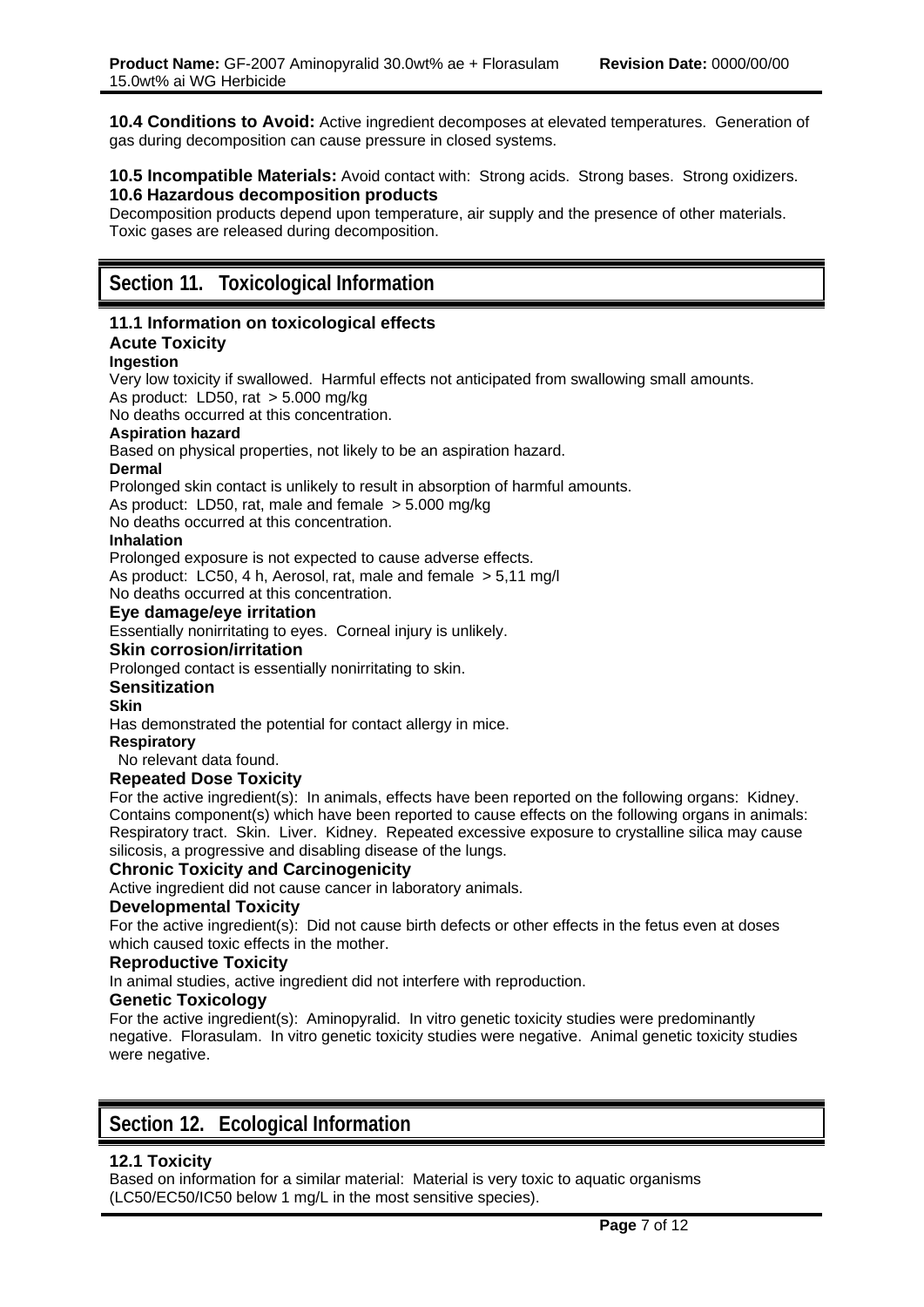**10.4 Conditions to Avoid:** Active ingredient decomposes at elevated temperatures. Generation of gas during decomposition can cause pressure in closed systems.

**10.5 Incompatible Materials:** Avoid contact with: Strong acids. Strong bases. Strong oxidizers.

**10.6 Hazardous decomposition products**

Decomposition products depend upon temperature, air supply and the presence of other materials. Toxic gases are released during decomposition.

## Section 11. Toxicological Information

### 11.1 Information on toxicological effects

#### Acute Toxicity

**Ingestion**

Very low toxicity if swallowed. Harmful effects not anticipated from swallowing small amounts.
As product: LD50, rat > 5.000 mg/kg
No deaths occurred at this concentration.

**Aspiration hazard**

Based on physical properties, not likely to be an aspiration hazard.

**Dermal**

Prolonged skin contact is unlikely to result in absorption of harmful amounts.
As product: LD50, rat, male and female > 5.000 mg/kg
No deaths occurred at this concentration.

**Inhalation**

Prolonged exposure is not expected to cause adverse effects.
As product: LC50, 4 h, Aerosol, rat, male and female > 5,11 mg/l
No deaths occurred at this concentration.

#### Eye damage/eye irritation

Essentially nonirritating to eyes. Corneal injury is unlikely.

#### Skin corrosion/irritation

Prolonged contact is essentially nonirritating to skin.

#### Sensitization

**Skin**

Has demonstrated the potential for contact allergy in mice.

**Respiratory**

No relevant data found.

#### Repeated Dose Toxicity

For the active ingredient(s): In animals, effects have been reported on the following organs: Kidney. Contains component(s) which have been reported to cause effects on the following organs in animals: Respiratory tract. Skin. Liver. Kidney. Repeated excessive exposure to crystalline silica may cause silicosis, a progressive and disabling disease of the lungs.

#### Chronic Toxicity and Carcinogenicity

Active ingredient did not cause cancer in laboratory animals.

#### Developmental Toxicity

For the active ingredient(s): Did not cause birth defects or other effects in the fetus even at doses which caused toxic effects in the mother.

#### Reproductive Toxicity

In animal studies, active ingredient did not interfere with reproduction.

#### Genetic Toxicology

For the active ingredient(s): Aminopyralid. In vitro genetic toxicity studies were predominantly negative. Florasulam. In vitro genetic toxicity studies were negative. Animal genetic toxicity studies were negative.

## Section 12. Ecological Information

### 12.1 Toxicity

Based on information for a similar material: Material is very toxic to aquatic organisms (LC50/EC50/IC50 below 1 mg/L in the most sensitive species).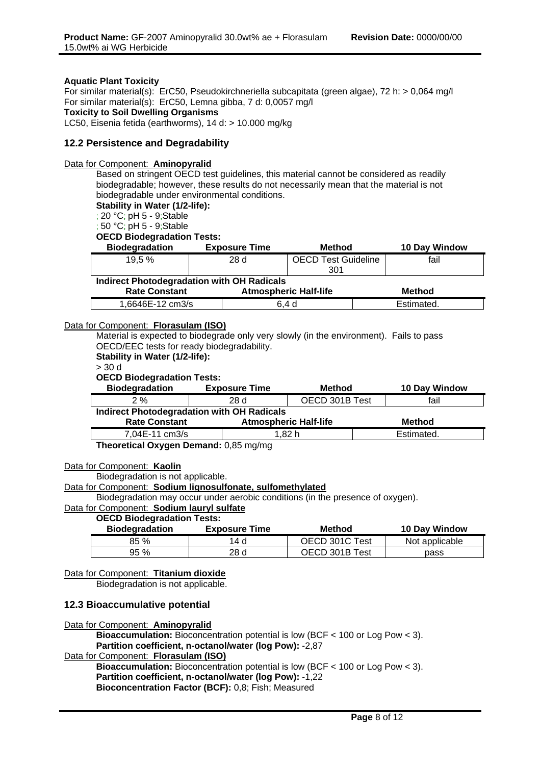**Aquatic Plant Toxicity**

For similar material(s): ErC50, Pseudokirchneriella subcapitata (green algae), 72 h: > 0,064 mg/l

For similar material(s): ErC50, Lemna gibba, 7 d: 0,0057 mg/l

**Toxicity to Soil Dwelling Organisms**

LC50, Eisenia fetida (earthworms), 14 d: > 10.000 mg/kg

## 12.2 Persistence and Degradability

Data for Component: **Aminopyralid**

Based on stringent OECD test guidelines, this material cannot be considered as readily biodegradable; however, these results do not necessarily mean that the material is not biodegradable under environmental conditions.

**Stability in Water (1/2-life):**

; 20 °C; pH 5 - 9;Stable

; 50 °C; pH 5 - 9;Stable

**OECD Biodegradation Tests:**

| Biodegradation | Exposure Time | Method | 10 Day Window |
|---|---|---|---|
| 19,5 % | 28 d | OECD Test Guideline 301 | fail |

**Indirect Photodegradation with OH Radicals**

| Rate Constant | Atmospheric Half-life | Method |
|---|---|---|
| 1,6646E-12 cm3/s | 6,4 d | Estimated. |

Data for Component: **Florasulam (ISO)**

Material is expected to biodegrade only very slowly (in the environment). Fails to pass OECD/EEC tests for ready biodegradability.

**Stability in Water (1/2-life):**

> 30 d

**OECD Biodegradation Tests:**

| Biodegradation | Exposure Time | Method | 10 Day Window |
|---|---|---|---|
| 2 % | 28 d | OECD 301B Test | fail |

**Indirect Photodegradation with OH Radicals**

| Rate Constant | Atmospheric Half-life | Method |
|---|---|---|
| 7,04E-11 cm3/s | 1,82 h | Estimated. |

**Theoretical Oxygen Demand:** 0,85 mg/mg

Data for Component: **Kaolin**

Biodegradation is not applicable.

Data for Component: **Sodium lignosulfonate, sulfomethylated**

Biodegradation may occur under aerobic conditions (in the presence of oxygen).

Data for Component: **Sodium lauryl sulfate**

**OECD Biodegradation Tests:**

| Biodegradation | Exposure Time | Method | 10 Day Window |
|---|---|---|---|
| 85 % | 14 d | OECD 301C Test | Not applicable |
| 95 % | 28 d | OECD 301B Test | pass |

Data for Component: **Titanium dioxide**

Biodegradation is not applicable.

## 12.3 Bioaccumulative potential

Data for Component: **Aminopyralid**

**Bioaccumulation:** Bioconcentration potential is low (BCF < 100 or Log Pow < 3).

**Partition coefficient, n-octanol/water (log Pow):** -2,87

Data for Component: **Florasulam (ISO)**

**Bioaccumulation:** Bioconcentration potential is low (BCF < 100 or Log Pow < 3).

**Partition coefficient, n-octanol/water (log Pow):** -1,22

**Bioconcentration Factor (BCF):** 0,8; Fish; Measured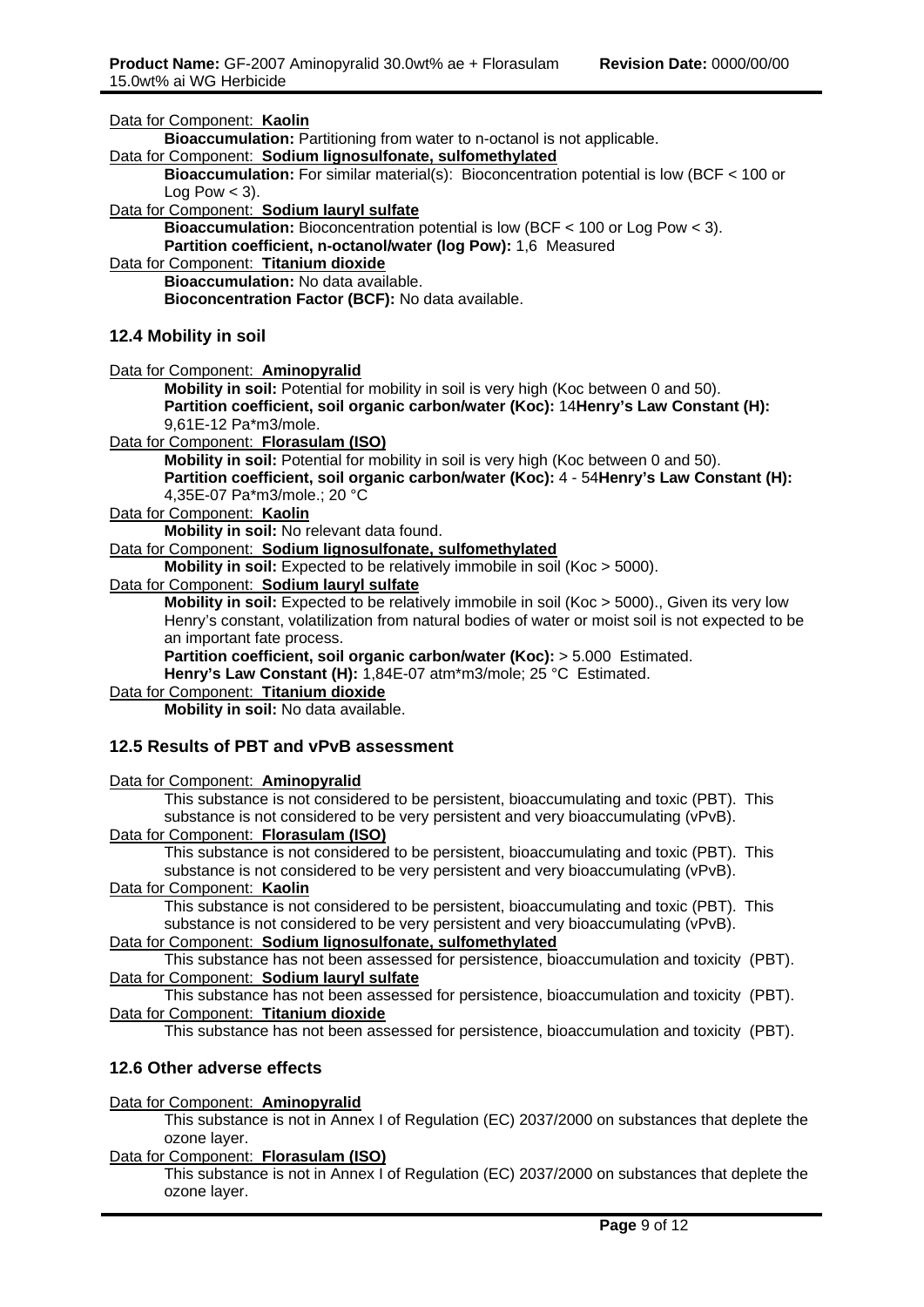Data for Component: **Kaolin**

**Bioaccumulation:** Partitioning from water to n-octanol is not applicable.

Data for Component: **Sodium lignosulfonate, sulfomethylated**

**Bioaccumulation:** For similar material(s): Bioconcentration potential is low (BCF < 100 or Log Pow < 3).

Data for Component: **Sodium lauryl sulfate**

**Bioaccumulation:** Bioconcentration potential is low (BCF < 100 or Log Pow < 3).
**Partition coefficient, n-octanol/water (log Pow):** 1,6 Measured

Data for Component: **Titanium dioxide**

**Bioaccumulation:** No data available.
**Bioconcentration Factor (BCF):** No data available.

## 12.4 Mobility in soil

Data for Component: **Aminopyralid**

**Mobility in soil:** Potential for mobility in soil is very high (Koc between 0 and 50).
**Partition coefficient, soil organic carbon/water (Koc):** 14**Henry's Law Constant (H):** 9,61E-12 Pa*m3/mole.

Data for Component: **Florasulam (ISO)**

**Mobility in soil:** Potential for mobility in soil is very high (Koc between 0 and 50).
**Partition coefficient, soil organic carbon/water (Koc):** 4 - 54**Henry's Law Constant (H):** 4,35E-07 Pa*m3/mole.; 20 °C

Data for Component: **Kaolin**

**Mobility in soil:** No relevant data found.

Data for Component: **Sodium lignosulfonate, sulfomethylated**

**Mobility in soil:** Expected to be relatively immobile in soil (Koc > 5000).

Data for Component: **Sodium lauryl sulfate**

**Mobility in soil:** Expected to be relatively immobile in soil (Koc > 5000)., Given its very low Henry's constant, volatilization from natural bodies of water or moist soil is not expected to be an important fate process.
**Partition coefficient, soil organic carbon/water (Koc):** > 5.000 Estimated.
**Henry's Law Constant (H):** 1,84E-07 atm*m3/mole; 25 °C Estimated.

Data for Component: **Titanium dioxide**

**Mobility in soil:** No data available.

## 12.5 Results of PBT and vPvB assessment

Data for Component: **Aminopyralid**

This substance is not considered to be persistent, bioaccumulating and toxic (PBT). This substance is not considered to be very persistent and very bioaccumulating (vPvB).

Data for Component: **Florasulam (ISO)**

This substance is not considered to be persistent, bioaccumulating and toxic (PBT). This substance is not considered to be very persistent and very bioaccumulating (vPvB).

Data for Component: **Kaolin**

This substance is not considered to be persistent, bioaccumulating and toxic (PBT). This substance is not considered to be very persistent and very bioaccumulating (vPvB).

Data for Component: **Sodium lignosulfonate, sulfomethylated**

This substance has not been assessed for persistence, bioaccumulation and toxicity (PBT).

Data for Component: **Sodium lauryl sulfate**

This substance has not been assessed for persistence, bioaccumulation and toxicity (PBT).

Data for Component: **Titanium dioxide**

This substance has not been assessed for persistence, bioaccumulation and toxicity (PBT).

## 12.6 Other adverse effects

Data for Component: **Aminopyralid**

This substance is not in Annex I of Regulation (EC) 2037/2000 on substances that deplete the ozone layer.

Data for Component: **Florasulam (ISO)**

This substance is not in Annex I of Regulation (EC) 2037/2000 on substances that deplete the ozone layer.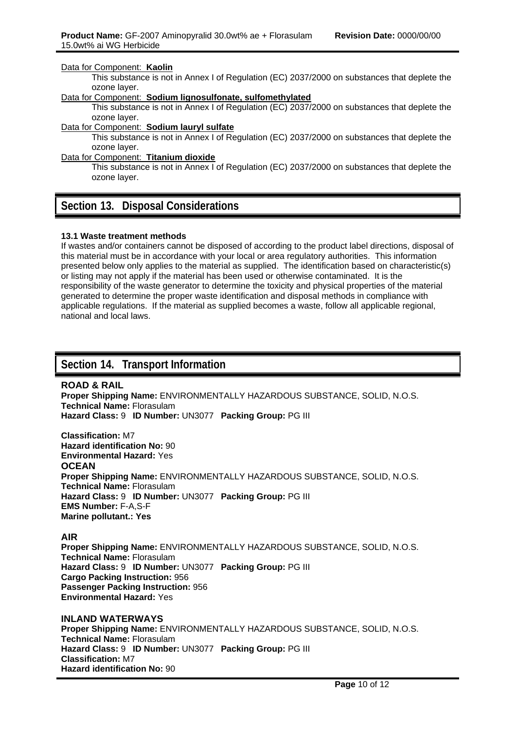Data for Component: **Kaolin**

This substance is not in Annex I of Regulation (EC) 2037/2000 on substances that deplete the ozone layer.

Data for Component: **Sodium lignosulfonate, sulfomethylated**

This substance is not in Annex I of Regulation (EC) 2037/2000 on substances that deplete the ozone layer.

Data for Component: **Sodium lauryl sulfate**

This substance is not in Annex I of Regulation (EC) 2037/2000 on substances that deplete the ozone layer.

Data for Component: **Titanium dioxide**

This substance is not in Annex I of Regulation (EC) 2037/2000 on substances that deplete the ozone layer.

## Section 13. Disposal Considerations

**13.1 Waste treatment methods**

If wastes and/or containers cannot be disposed of according to the product label directions, disposal of this material must be in accordance with your local or area regulatory authorities. This information presented below only applies to the material as supplied. The identification based on characteristic(s) or listing may not apply if the material has been used or otherwise contaminated. It is the responsibility of the waste generator to determine the toxicity and physical properties of the material generated to determine the proper waste identification and disposal methods in compliance with applicable regulations. If the material as supplied becomes a waste, follow all applicable regional, national and local laws.

## Section 14. Transport Information

**ROAD & RAIL**

**Proper Shipping Name:** ENVIRONMENTALLY HAZARDOUS SUBSTANCE, SOLID, N.O.S.
**Technical Name:** Florasulam
**Hazard Class:** 9 **ID Number:** UN3077 **Packing Group:** PG III

**Classification:** M7
**Hazard identification No:** 90
**Environmental Hazard:** Yes

**OCEAN**

**Proper Shipping Name:** ENVIRONMENTALLY HAZARDOUS SUBSTANCE, SOLID, N.O.S.
**Technical Name:** Florasulam
**Hazard Class:** 9 **ID Number:** UN3077 **Packing Group:** PG III
**EMS Number:** F-A,S-F
**Marine pollutant.: Yes**

**AIR**

**Proper Shipping Name:** ENVIRONMENTALLY HAZARDOUS SUBSTANCE, SOLID, N.O.S.
**Technical Name:** Florasulam
**Hazard Class:** 9 **ID Number:** UN3077 **Packing Group:** PG III
**Cargo Packing Instruction:** 956
**Passenger Packing Instruction:** 956
**Environmental Hazard:** Yes

**INLAND WATERWAYS**

**Proper Shipping Name:** ENVIRONMENTALLY HAZARDOUS SUBSTANCE, SOLID, N.O.S.
**Technical Name:** Florasulam
**Hazard Class:** 9 **ID Number:** UN3077 **Packing Group:** PG III
**Classification:** M7
**Hazard identification No:** 90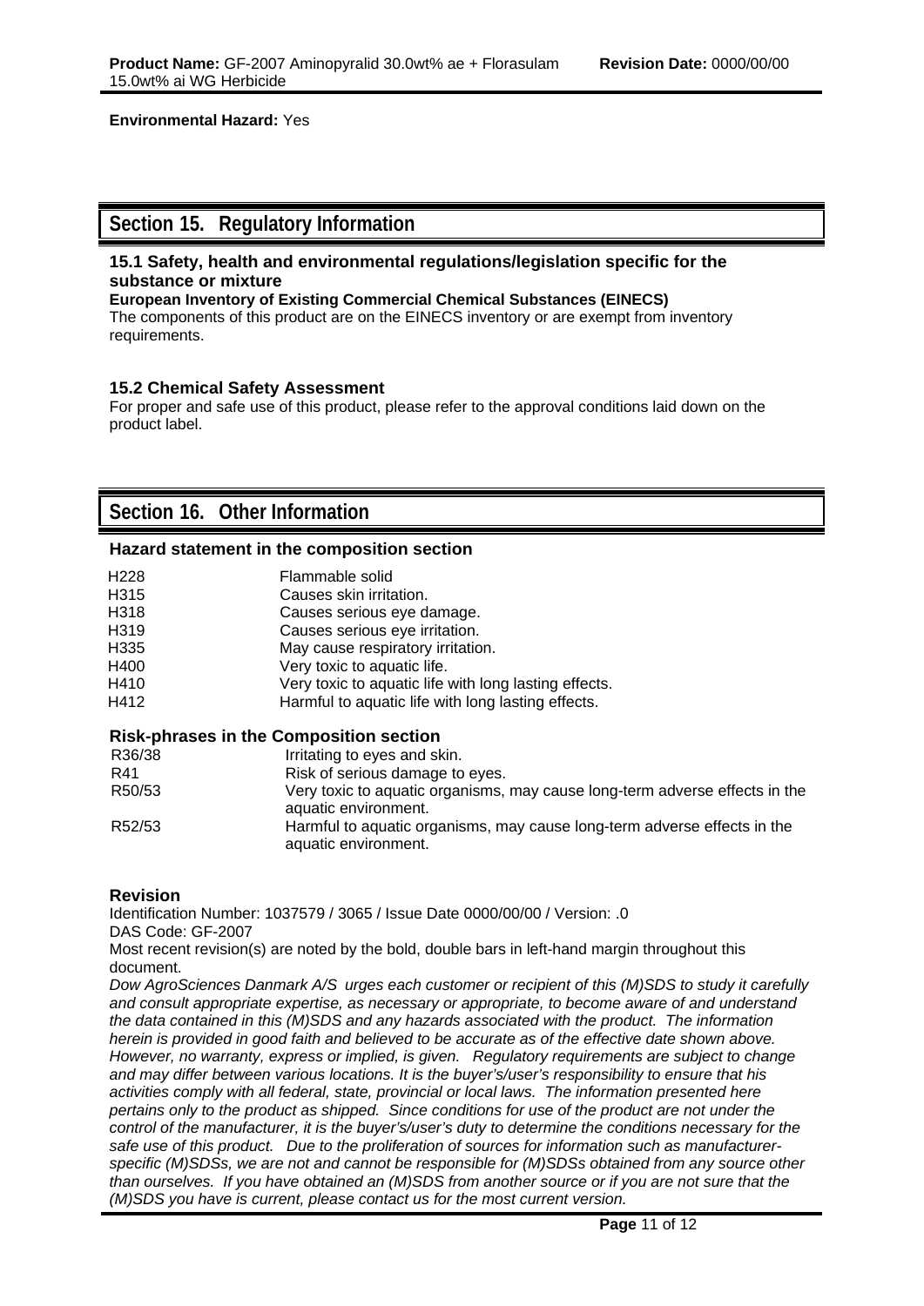**Environmental Hazard:** Yes

## Section 15. Regulatory Information

### 15.1 Safety, health and environmental regulations/legislation specific for the substance or mixture

**European Inventory of Existing Commercial Chemical Substances (EINECS)**

The components of this product are on the EINECS inventory or are exempt from inventory requirements.

### 15.2 Chemical Safety Assessment

For proper and safe use of this product, please refer to the approval conditions laid down on the product label.

## Section 16. Other Information

### Hazard statement in the composition section

| | |
|---|---|
| H228 | Flammable solid |
| H315 | Causes skin irritation. |
| H318 | Causes serious eye damage. |
| H319 | Causes serious eye irritation. |
| H335 | May cause respiratory irritation. |
| H400 | Very toxic to aquatic life. |
| H410 | Very toxic to aquatic life with long lasting effects. |
| H412 | Harmful to aquatic life with long lasting effects. |

### Risk-phrases in the Composition section

| | |
|---|---|
| R36/38 | Irritating to eyes and skin. |
| R41 | Risk of serious damage to eyes. |
| R50/53 | Very toxic to aquatic organisms, may cause long-term adverse effects in the aquatic environment. |
| R52/53 | Harmful to aquatic organisms, may cause long-term adverse effects in the aquatic environment. |

### Revision

Identification Number: 1037579 / 3065 / Issue Date 0000/00/00 / Version: .0

DAS Code: GF-2007

Most recent revision(s) are noted by the bold, double bars in left-hand margin throughout this document.

*Dow AgroSciences Danmark A/S urges each customer or recipient of this (M)SDS to study it carefully and consult appropriate expertise, as necessary or appropriate, to become aware of and understand the data contained in this (M)SDS and any hazards associated with the product. The information herein is provided in good faith and believed to be accurate as of the effective date shown above. However, no warranty, express or implied, is given. Regulatory requirements are subject to change and may differ between various locations. It is the buyer's/user's responsibility to ensure that his activities comply with all federal, state, provincial or local laws. The information presented here pertains only to the product as shipped. Since conditions for use of the product are not under the control of the manufacturer, it is the buyer's/user's duty to determine the conditions necessary for the safe use of this product. Due to the proliferation of sources for information such as manufacturer-specific (M)SDSs, we are not and cannot be responsible for (M)SDSs obtained from any source other than ourselves. If you have obtained an (M)SDS from another source or if you are not sure that the (M)SDS you have is current, please contact us for the most current version.*